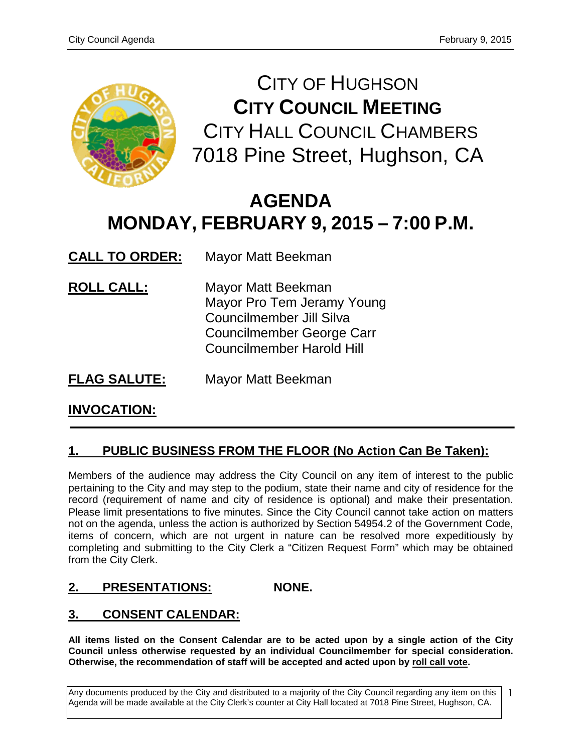# CITY OF HUGHSON
## CITY COUNCIL MEETING
CITY HALL COUNCIL CHAMBERS
7018 Pine Street, Hughson, CA

# AGENDA
# MONDAY, FEBRUARY 9, 2015 – 7:00 P.M.

**CALL TO ORDER:** Mayor Matt Beekman

**ROLL CALL:** Mayor Matt Beekman
Mayor Pro Tem Jeramy Young
Councilmember Jill Silva
Councilmember George Carr
Councilmember Harold Hill

**FLAG SALUTE:** Mayor Matt Beekman

**INVOCATION:**

---

## 1. PUBLIC BUSINESS FROM THE FLOOR (No Action Can Be Taken):

Members of the audience may address the City Council on any item of interest to the public pertaining to the City and may step to the podium, state their name and city of residence for the record (requirement of name and city of residence is optional) and make their presentation. Please limit presentations to five minutes. Since the City Council cannot take action on matters not on the agenda, unless the action is authorized by Section 54954.2 of the Government Code, items of concern, which are not urgent in nature can be resolved more expeditiously by completing and submitting to the City Clerk a "Citizen Request Form" which may be obtained from the City Clerk.

## 2. PRESENTATIONS: NONE.

## 3. CONSENT CALENDAR:

**All items listed on the Consent Calendar are to be acted upon by a single action of the City Council unless otherwise requested by an individual Councilmember for special consideration. Otherwise, the recommendation of staff will be accepted and acted upon by roll call vote.**

Any documents produced by the City and distributed to a majority of the City Council regarding any item on this Agenda will be made available at the City Clerk's counter at City Hall located at 7018 Pine Street, Hughson, CA.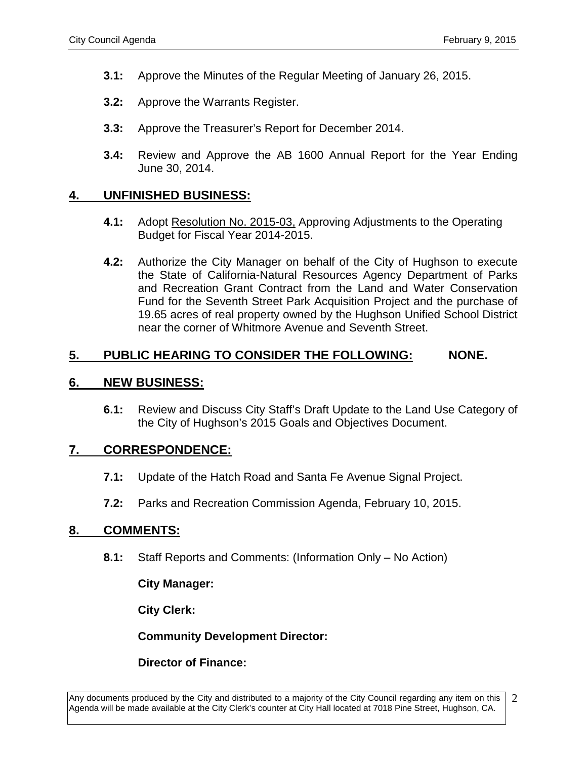**3.1:** Approve the Minutes of the Regular Meeting of January 26, 2015.

**3.2:** Approve the Warrants Register.

**3.3:** Approve the Treasurer's Report for December 2014.

**3.4:** Review and Approve the AB 1600 Annual Report for the Year Ending June 30, 2014.

## 4. UNFINISHED BUSINESS:

**4.1:** Adopt Resolution No. 2015-03, Approving Adjustments to the Operating Budget for Fiscal Year 2014-2015.

**4.2:** Authorize the City Manager on behalf of the City of Hughson to execute the State of California-Natural Resources Agency Department of Parks and Recreation Grant Contract from the Land and Water Conservation Fund for the Seventh Street Park Acquisition Project and the purchase of 19.65 acres of real property owned by the Hughson Unified School District near the corner of Whitmore Avenue and Seventh Street.

## 5. PUBLIC HEARING TO CONSIDER THE FOLLOWING: NONE.

## 6. NEW BUSINESS:

**6.1:** Review and Discuss City Staff's Draft Update to the Land Use Category of the City of Hughson's 2015 Goals and Objectives Document.

## 7. CORRESPONDENCE:

**7.1:** Update of the Hatch Road and Santa Fe Avenue Signal Project.

**7.2:** Parks and Recreation Commission Agenda, February 10, 2015.

## 8. COMMENTS:

**8.1:** Staff Reports and Comments: (Information Only – No Action)

**City Manager:**

**City Clerk:**

**Community Development Director:**

**Director of Finance:**

Any documents produced by the City and distributed to a majority of the City Council regarding any item on this Agenda will be made available at the City Clerk's counter at City Hall located at 7018 Pine Street, Hughson, CA.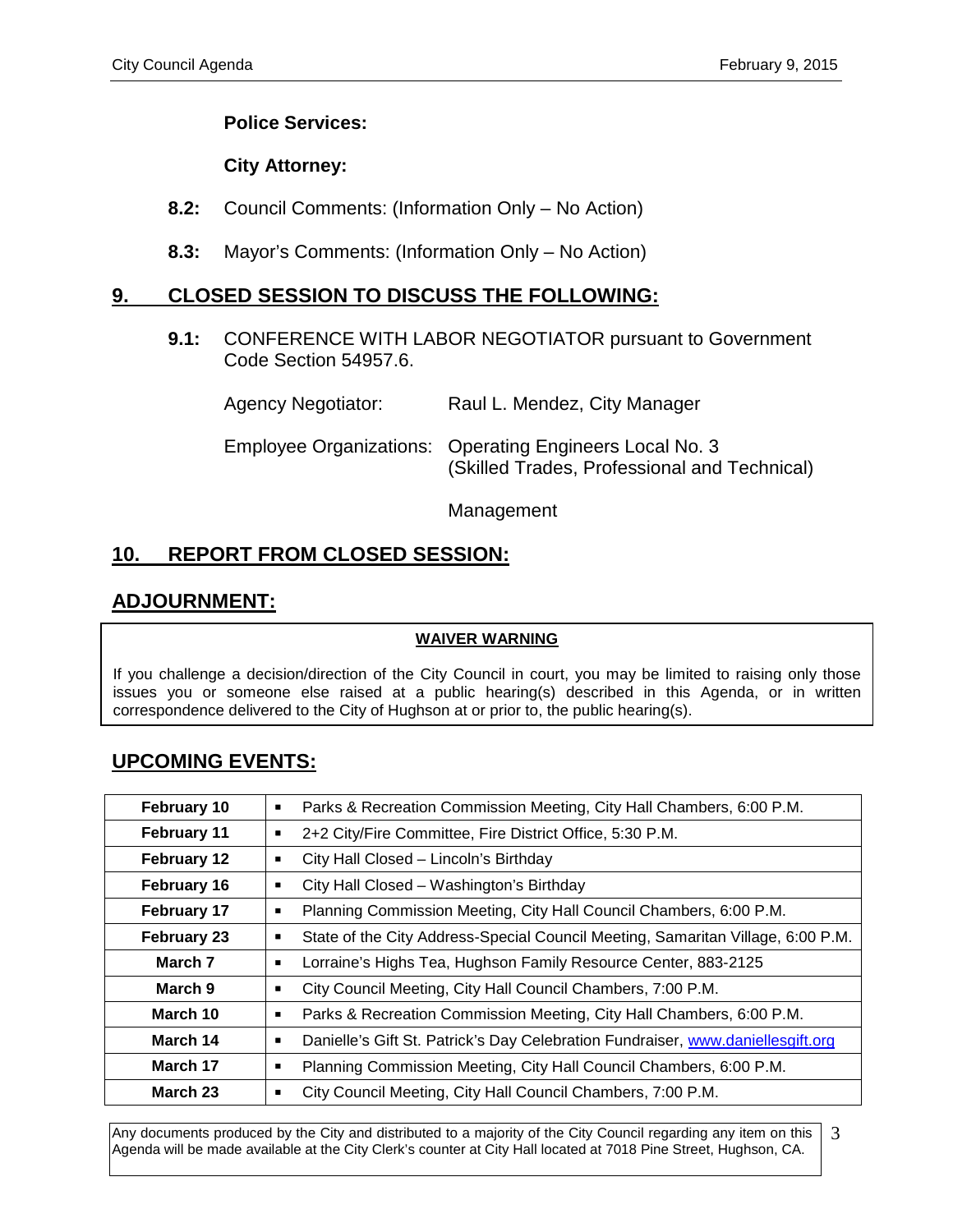**Police Services:**

**City Attorney:**

**8.2:** Council Comments: (Information Only – No Action)

**8.3:** Mayor's Comments: (Information Only – No Action)

## 9. CLOSED SESSION TO DISCUSS THE FOLLOWING:

**9.1:** CONFERENCE WITH LABOR NEGOTIATOR pursuant to Government Code Section 54957.6.

Agency Negotiator: Raul L. Mendez, City Manager

Employee Organizations: Operating Engineers Local No. 3 (Skilled Trades, Professional and Technical)

Management

## 10. REPORT FROM CLOSED SESSION:

## ADJOURNMENT:

**WAIVER WARNING**

If you challenge a decision/direction of the City Council in court, you may be limited to raising only those issues you or someone else raised at a public hearing(s) described in this Agenda, or in written correspondence delivered to the City of Hughson at or prior to, the public hearing(s).

## UPCOMING EVENTS:

| Date | Event |
|---|---|
| **February 10** | ▪ Parks & Recreation Commission Meeting, City Hall Chambers, 6:00 P.M. |
| **February 11** | ▪ 2+2 City/Fire Committee, Fire District Office, 5:30 P.M. |
| **February 12** | ▪ City Hall Closed – Lincoln's Birthday |
| **February 16** | ▪ City Hall Closed – Washington's Birthday |
| **February 17** | ▪ Planning Commission Meeting, City Hall Council Chambers, 6:00 P.M. |
| **February 23** | ▪ State of the City Address-Special Council Meeting, Samaritan Village, 6:00 P.M. |
| **March 7** | ▪ Lorraine's Highs Tea, Hughson Family Resource Center, 883-2125 |
| **March 9** | ▪ City Council Meeting, City Hall Council Chambers, 7:00 P.M. |
| **March 10** | ▪ Parks & Recreation Commission Meeting, City Hall Chambers, 6:00 P.M. |
| **March 14** | ▪ Danielle's Gift St. Patrick's Day Celebration Fundraiser, www.daniellesgift.org |
| **March 17** | ▪ Planning Commission Meeting, City Hall Council Chambers, 6:00 P.M. |
| **March 23** | ▪ City Council Meeting, City Hall Council Chambers, 7:00 P.M. |

Any documents produced by the City and distributed to a majority of the City Council regarding any item on this Agenda will be made available at the City Clerk's counter at City Hall located at 7018 Pine Street, Hughson, CA.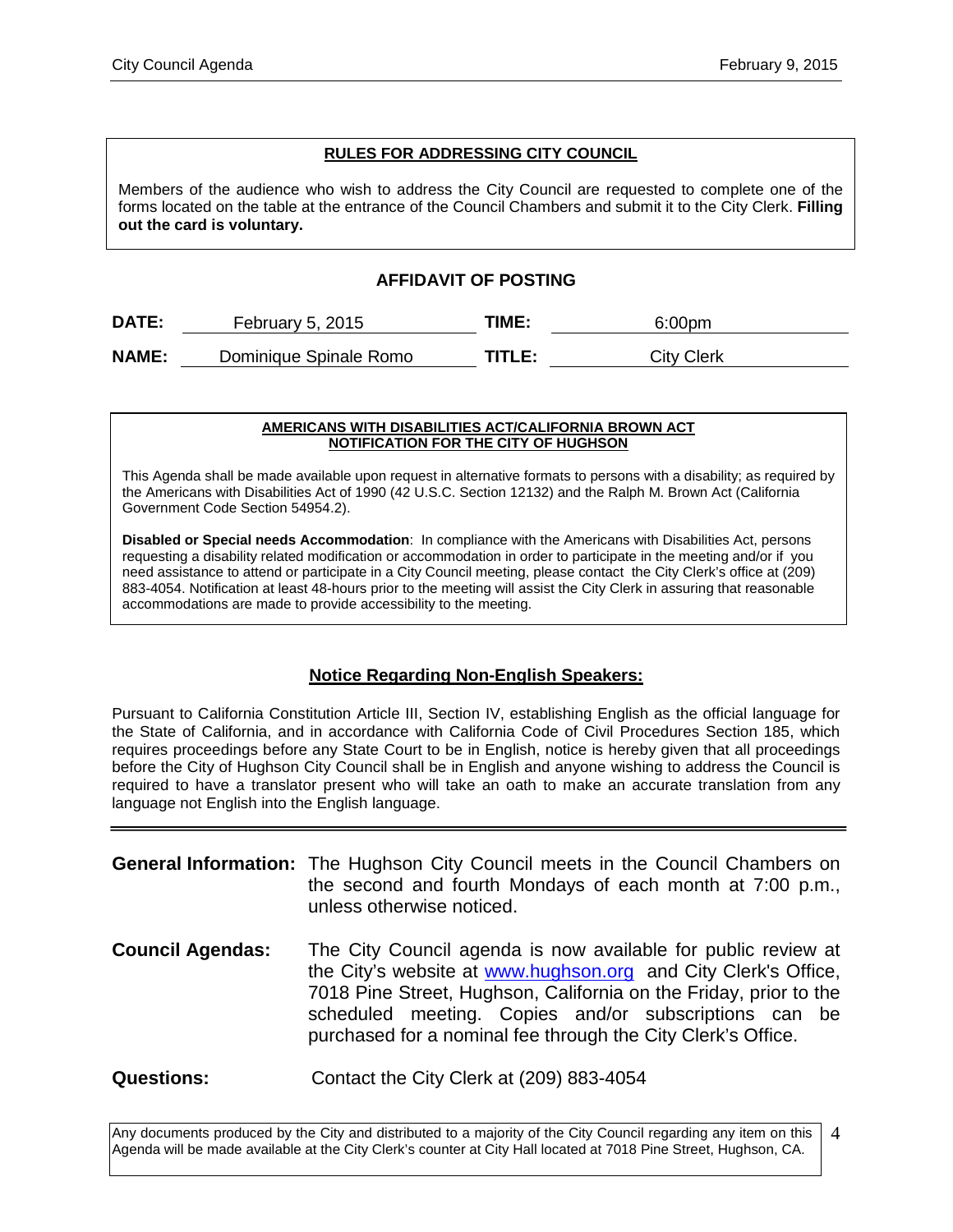## RULES FOR ADDRESSING CITY COUNCIL

Members of the audience who wish to address the City Council are requested to complete one of the forms located on the table at the entrance of the Council Chambers and submit it to the City Clerk. **Filling out the card is voluntary.**

## AFFIDAVIT OF POSTING

| | | | |
|---|---|---|---|
| **DATE:** | February 5, 2015 | **TIME:** | 6:00pm |
| **NAME:** | Dominique Spinale Romo | **TITLE:** | City Clerk |

### AMERICANS WITH DISABILITIES ACT/CALIFORNIA BROWN ACT NOTIFICATION FOR THE CITY OF HUGHSON

This Agenda shall be made available upon request in alternative formats to persons with a disability; as required by the Americans with Disabilities Act of 1990 (42 U.S.C. Section 12132) and the Ralph M. Brown Act (California Government Code Section 54954.2).

**Disabled or Special needs Accommodation**: In compliance with the Americans with Disabilities Act, persons requesting a disability related modification or accommodation in order to participate in the meeting and/or if you need assistance to attend or participate in a City Council meeting, please contact the City Clerk's office at (209) 883-4054. Notification at least 48-hours prior to the meeting will assist the City Clerk in assuring that reasonable accommodations are made to provide accessibility to the meeting.

### Notice Regarding Non-English Speakers:

Pursuant to California Constitution Article III, Section IV, establishing English as the official language for the State of California, and in accordance with California Code of Civil Procedures Section 185, which requires proceedings before any State Court to be in English, notice is hereby given that all proceedings before the City of Hughson City Council shall be in English and anyone wishing to address the Council is required to have a translator present who will take an oath to make an accurate translation from any language not English into the English language.

---

**General Information:** The Hughson City Council meets in the Council Chambers on the second and fourth Mondays of each month at 7:00 p.m., unless otherwise noticed.

**Council Agendas:** The City Council agenda is now available for public review at the City's website at www.hughson.org and City Clerk's Office, 7018 Pine Street, Hughson, California on the Friday, prior to the scheduled meeting. Copies and/or subscriptions can be purchased for a nominal fee through the City Clerk's Office.

**Questions:** Contact the City Clerk at (209) 883-4054

Any documents produced by the City and distributed to a majority of the City Council regarding any item on this Agenda will be made available at the City Clerk's counter at City Hall located at 7018 Pine Street, Hughson, CA.